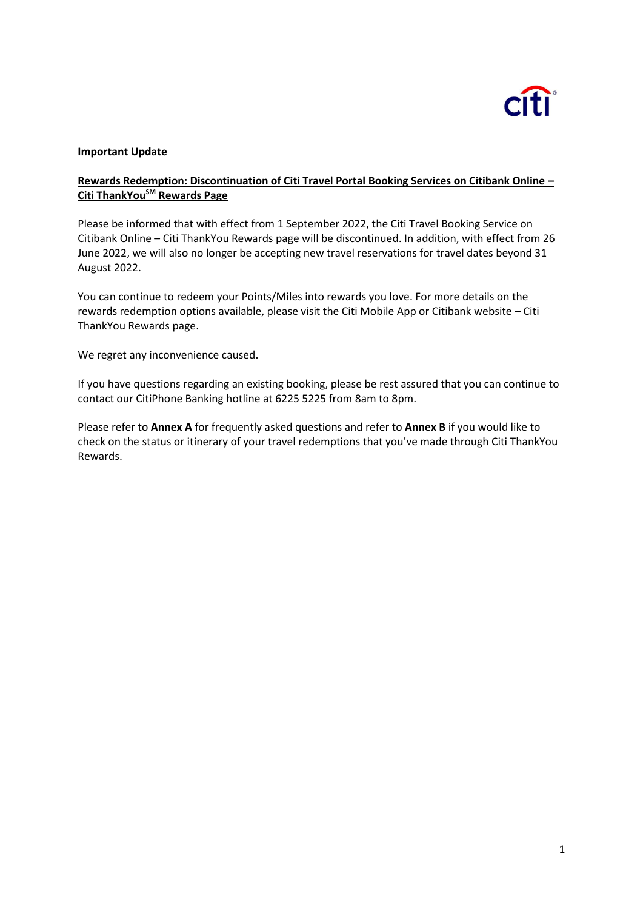**Important Update**

## Rewards Redemption: Discontinuation of Citi Travel Portal Booking Services on Citibank Online – Citi ThankYou[SM] Rewards Page

Please be informed that with effect from 1 September 2022, the Citi Travel Booking Service on Citibank Online – Citi ThankYou Rewards page will be discontinued. In addition, with effect from 26 June 2022, we will also no longer be accepting new travel reservations for travel dates beyond 31 August 2022.

You can continue to redeem your Points/Miles into rewards you love. For more details on the rewards redemption options available, please visit the Citi Mobile App or Citibank website – Citi ThankYou Rewards page.

We regret any inconvenience caused.

If you have questions regarding an existing booking, please be rest assured that you can continue to contact our CitiPhone Banking hotline at 6225 5225 from 8am to 8pm.

Please refer to **Annex A** for frequently asked questions and refer to **Annex B** if you would like to check on the status or itinerary of your travel redemptions that you've made through Citi ThankYou Rewards.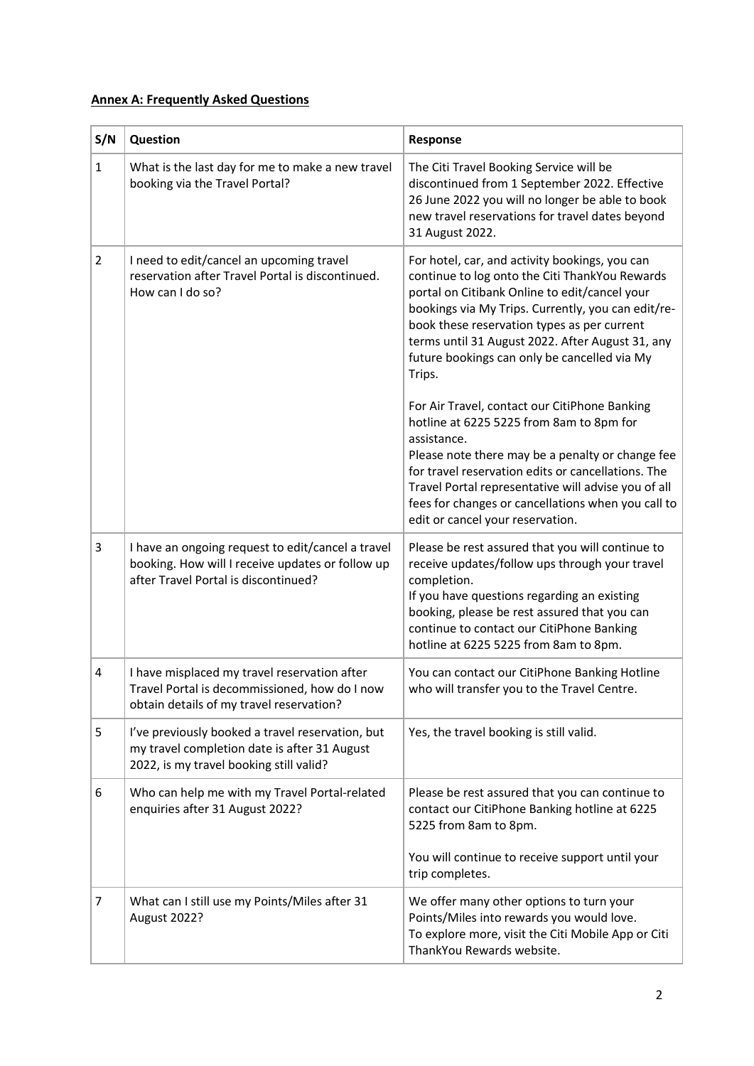**Annex A: Frequently Asked Questions**

| S/N | Question | Response |
|---|---|---|
| 1 | What is the last day for me to make a new travel booking via the Travel Portal? | The Citi Travel Booking Service will be discontinued from 1 September 2022. Effective 26 June 2022 you will no longer be able to book new travel reservations for travel dates beyond 31 August 2022. |
| 2 | I need to edit/cancel an upcoming travel reservation after Travel Portal is discontinued. How can I do so? | For hotel, car, and activity bookings, you can continue to log onto the Citi ThankYou Rewards portal on Citibank Online to edit/cancel your bookings via My Trips. Currently, you can edit/re-book these reservation types as per current terms until 31 August 2022. After August 31, any future bookings can only be cancelled via My Trips.<br><br>For Air Travel, contact our CitiPhone Banking hotline at 6225 5225 from 8am to 8pm for assistance.<br>Please note there may be a penalty or change fee for travel reservation edits or cancellations. The Travel Portal representative will advise you of all fees for changes or cancellations when you call to edit or cancel your reservation. |
| 3 | I have an ongoing request to edit/cancel a travel booking. How will I receive updates or follow up after Travel Portal is discontinued? | Please be rest assured that you will continue to receive updates/follow ups through your travel completion.<br>If you have questions regarding an existing booking, please be rest assured that you can continue to contact our CitiPhone Banking hotline at 6225 5225 from 8am to 8pm. |
| 4 | I have misplaced my travel reservation after Travel Portal is decommissioned, how do I now obtain details of my travel reservation? | You can contact our CitiPhone Banking Hotline who will transfer you to the Travel Centre. |
| 5 | I've previously booked a travel reservation, but my travel completion date is after 31 August 2022, is my travel booking still valid? | Yes, the travel booking is still valid. |
| 6 | Who can help me with my Travel Portal-related enquiries after 31 August 2022? | Please be rest assured that you can continue to contact our CitiPhone Banking hotline at 6225 5225 from 8am to 8pm.<br><br>You will continue to receive support until your trip completes. |
| 7 | What can I still use my Points/Miles after 31 August 2022? | We offer many other options to turn your Points/Miles into rewards you would love.<br>To explore more, visit the Citi Mobile App or Citi ThankYou Rewards website. |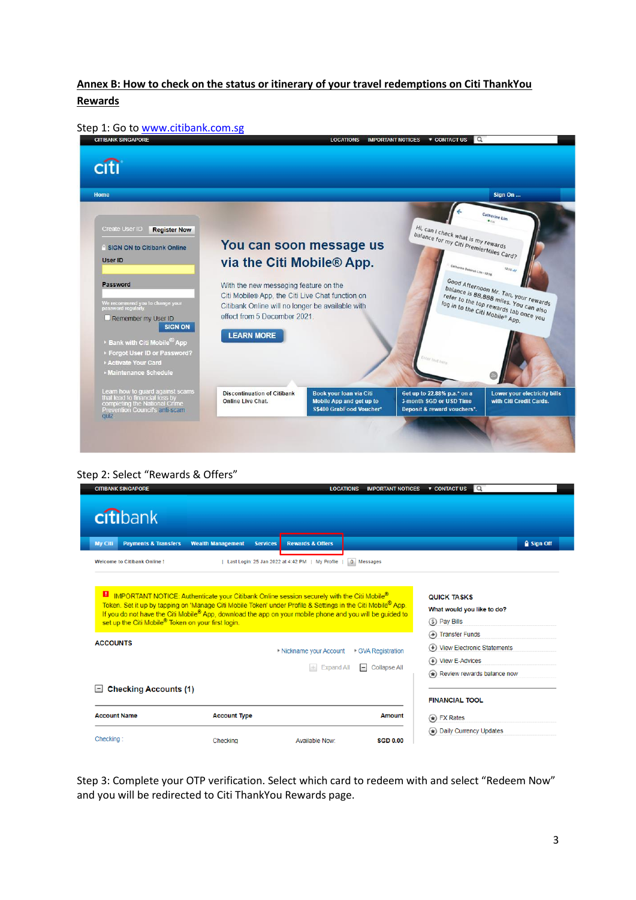**Annex B: How to check on the status or itinerary of your travel redemptions on Citi ThankYou Rewards**

Step 1: Go to www.citibank.com.sg

Step 2: Select "Rewards & Offers"

Step 3: Complete your OTP verification. Select which card to redeem with and select "Redeem Now" and you will be redirected to Citi ThankYou Rewards page.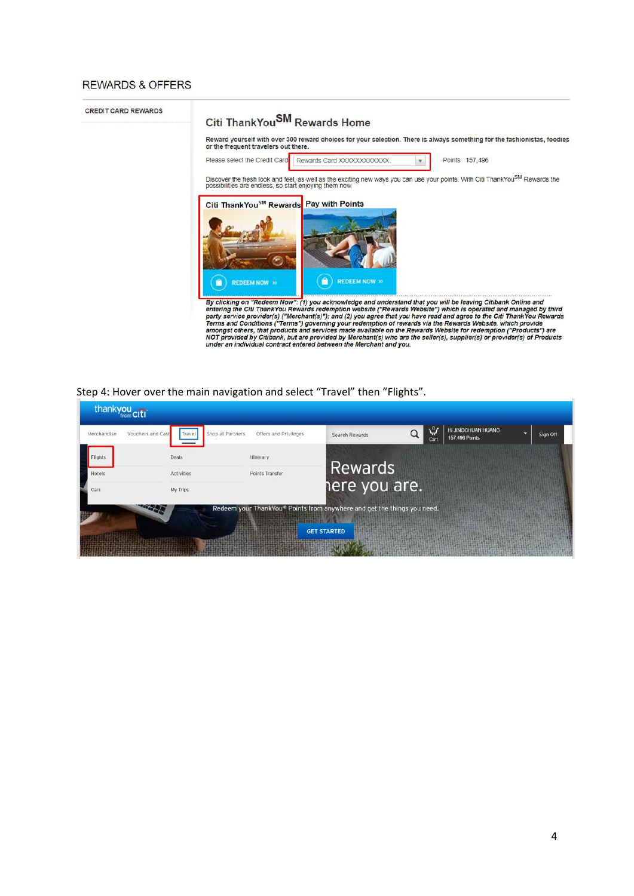REWARDS & OFFERS

CREDIT CARD REWARDS

Citi ThankYou[SM] Rewards Home

Reward yourself with over 300 reward choices for your selection. There is always something for the fashionistas, foodies or the frequent travelers out there.

Please select the Credit Card: Rewards Card XXXXXXXXXXXX  Points 157,496

Discover the fresh look and feel, as well as the exciting new ways you can use your points. With Citi ThankYou[SM] Rewards the possibilities are endless, so start enjoying them now.

Citi ThankYou[SM] Rewards — REDEEM NOW »

Pay with Points — REDEEM NOW »

*By clicking on "Redeem Now": (1) you acknowledge and understand that you will be leaving Citibank Online and entering the Citi ThankYou Rewards redemption website ("Rewards Website") which is operated and managed by third party service provider(s) ("Merchant(s)"); and (2) you agree that you have read and agree to the Citi ThankYou Rewards Terms and Conditions ("Terms") governing your redemption of rewards via the Rewards Website, which provide amongst others, that products and services made available on the Rewards Website for redemption ("Products") are NOT provided by Citibank, but are provided by Merchant(s) who are the seller(s), supplier(s) or provider(s) of Products under an individual contract entered between the Merchant and you.*

Step 4: Hover over the main navigation and select "Travel" then "Flights".

thankyou from citi

Merchandise | Vouchers and Cash | Travel | Shop at Partners | Offers and Privileges | Search Rewards | Cart | Hi JINGCHUAN HUANG 157,496 Points | Sign Off

Flights | Deals | Itinerary
Hotels | Activities | Points Transfer
Cars | My Trips

Rewards ...here you are.

Redeem your ThankYou® Points from anywhere and get the things you need.

GET STARTED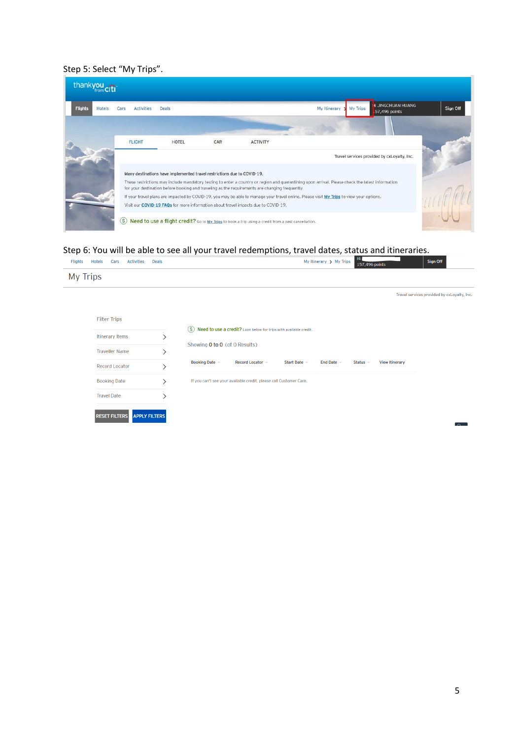Step 5: Select "My Trips".

Step 6: You will be able to see all your travel redemptions, travel dates, status and itineraries.